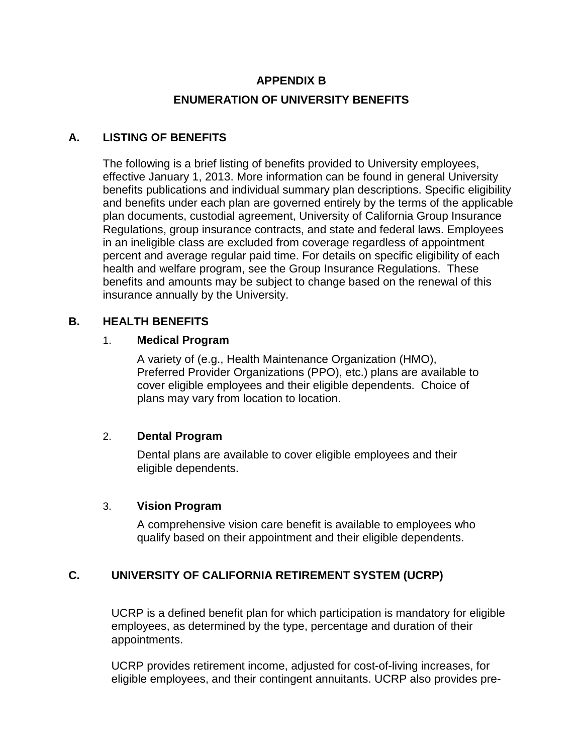# APPENDIX B

# ENUMERATION OF UNIVERSITY BENEFITS

## A. LISTING OF BENEFITS

The following is a brief listing of benefits provided to University employees, effective January 1, 2013. More information can be found in general University benefits publications and individual summary plan descriptions. Specific eligibility and benefits under each plan are governed entirely by the terms of the applicable plan documents, custodial agreement, University of California Group Insurance Regulations, group insurance contracts, and state and federal laws. Employees in an ineligible class are excluded from coverage regardless of appointment percent and average regular paid time. For details on specific eligibility of each health and welfare program, see the Group Insurance Regulations. These benefits and amounts may be subject to change based on the renewal of this insurance annually by the University.

## B. HEALTH BENEFITS

### 1. Medical Program

A variety of (e.g., Health Maintenance Organization (HMO), Preferred Provider Organizations (PPO), etc.) plans are available to cover eligible employees and their eligible dependents. Choice of plans may vary from location to location.

### 2. Dental Program

Dental plans are available to cover eligible employees and their eligible dependents.

### 3. Vision Program

A comprehensive vision care benefit is available to employees who qualify based on their appointment and their eligible dependents.

## C. UNIVERSITY OF CALIFORNIA RETIREMENT SYSTEM (UCRP)

UCRP is a defined benefit plan for which participation is mandatory for eligible employees, as determined by the type, percentage and duration of their appointments.

UCRP provides retirement income, adjusted for cost-of-living increases, for eligible employees, and their contingent annuitants. UCRP also provides pre-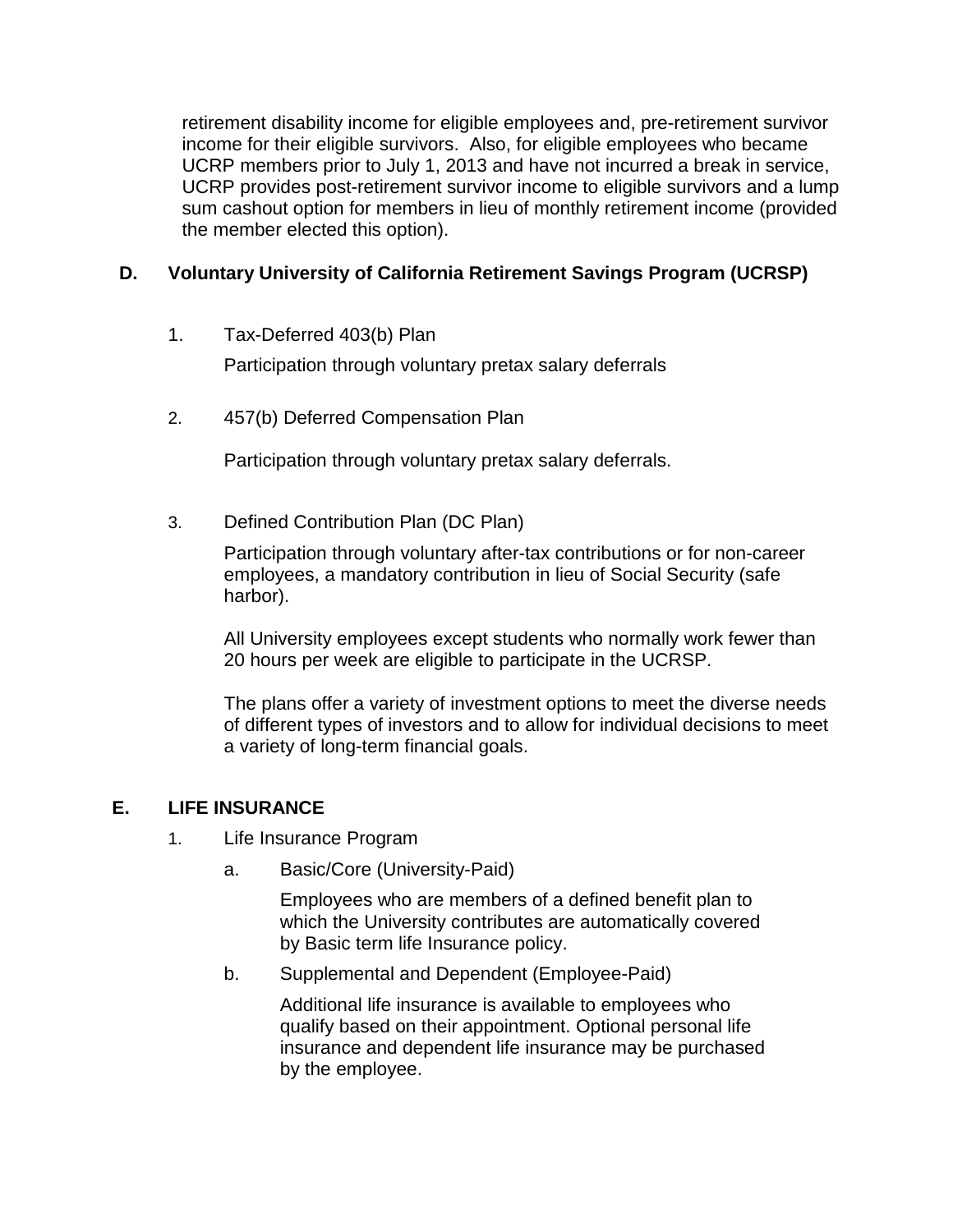retirement disability income for eligible employees and, pre-retirement survivor income for their eligible survivors. Also, for eligible employees who became UCRP members prior to July 1, 2013 and have not incurred a break in service, UCRP provides post-retirement survivor income to eligible survivors and a lump sum cashout option for members in lieu of monthly retirement income (provided the member elected this option).

## D. Voluntary University of California Retirement Savings Program (UCRSP)

1. Tax-Deferred 403(b) Plan

   Participation through voluntary pretax salary deferrals

2. 457(b) Deferred Compensation Plan

   Participation through voluntary pretax salary deferrals.

3. Defined Contribution Plan (DC Plan)

   Participation through voluntary after-tax contributions or for non-career employees, a mandatory contribution in lieu of Social Security (safe harbor).

   All University employees except students who normally work fewer than 20 hours per week are eligible to participate in the UCRSP.

   The plans offer a variety of investment options to meet the diverse needs of different types of investors and to allow for individual decisions to meet a variety of long-term financial goals.

## E. LIFE INSURANCE

1. Life Insurance Program

   a. Basic/Core (University-Paid)

      Employees who are members of a defined benefit plan to which the University contributes are automatically covered by Basic term life Insurance policy.

   b. Supplemental and Dependent (Employee-Paid)

      Additional life insurance is available to employees who qualify based on their appointment. Optional personal life insurance and dependent life insurance may be purchased by the employee.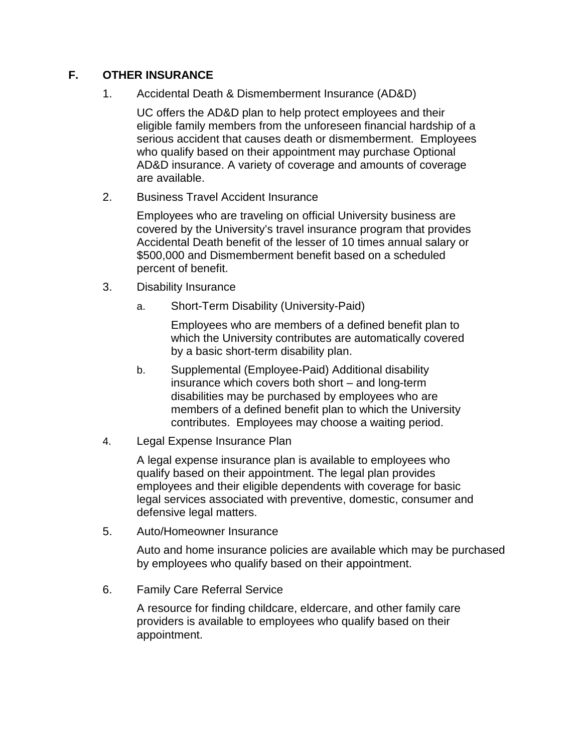## F. OTHER INSURANCE

1. Accidental Death & Dismemberment Insurance (AD&D)

   UC offers the AD&D plan to help protect employees and their eligible family members from the unforeseen financial hardship of a serious accident that causes death or dismemberment. Employees who qualify based on their appointment may purchase Optional AD&D insurance. A variety of coverage and amounts of coverage are available.

2. Business Travel Accident Insurance

   Employees who are traveling on official University business are covered by the University's travel insurance program that provides Accidental Death benefit of the lesser of 10 times annual salary or $500,000 and Dismemberment benefit based on a scheduled percent of benefit.

3. Disability Insurance

   a. Short-Term Disability (University-Paid)

      Employees who are members of a defined benefit plan to which the University contributes are automatically covered by a basic short-term disability plan.

   b. Supplemental (Employee-Paid) Additional disability insurance which covers both short – and long-term disabilities may be purchased by employees who are members of a defined benefit plan to which the University contributes. Employees may choose a waiting period.

4. Legal Expense Insurance Plan

   A legal expense insurance plan is available to employees who qualify based on their appointment. The legal plan provides employees and their eligible dependents with coverage for basic legal services associated with preventive, domestic, consumer and defensive legal matters.

5. Auto/Homeowner Insurance

   Auto and home insurance policies are available which may be purchased by employees who qualify based on their appointment.

6. Family Care Referral Service

   A resource for finding childcare, eldercare, and other family care providers is available to employees who qualify based on their appointment.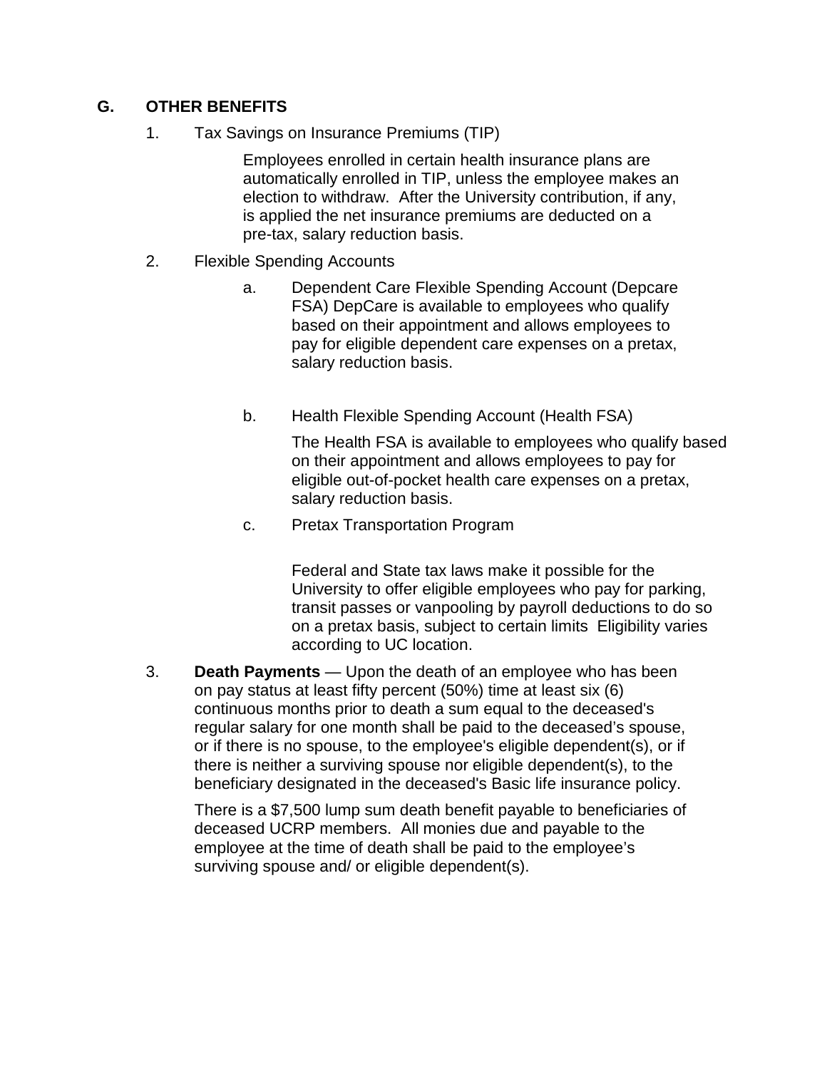## G. OTHER BENEFITS

1. Tax Savings on Insurance Premiums (TIP)

   Employees enrolled in certain health insurance plans are automatically enrolled in TIP, unless the employee makes an election to withdraw. After the University contribution, if any, is applied the net insurance premiums are deducted on a pre-tax, salary reduction basis.

2. Flexible Spending Accounts

   a. Dependent Care Flexible Spending Account (Depcare FSA) DepCare is available to employees who qualify based on their appointment and allows employees to pay for eligible dependent care expenses on a pretax, salary reduction basis.

   b. Health Flexible Spending Account (Health FSA)

      The Health FSA is available to employees who qualify based on their appointment and allows employees to pay for eligible out-of-pocket health care expenses on a pretax, salary reduction basis.

   c. Pretax Transportation Program

      Federal and State tax laws make it possible for the University to offer eligible employees who pay for parking, transit passes or vanpooling by payroll deductions to do so on a pretax basis, subject to certain limits Eligibility varies according to UC location.

3. **Death Payments** — Upon the death of an employee who has been on pay status at least fifty percent (50%) time at least six (6) continuous months prior to death a sum equal to the deceased's regular salary for one month shall be paid to the deceased's spouse, or if there is no spouse, to the employee's eligible dependent(s), or if there is neither a surviving spouse nor eligible dependent(s), to the beneficiary designated in the deceased's Basic life insurance policy.

   There is a $7,500 lump sum death benefit payable to beneficiaries of deceased UCRP members. All monies due and payable to the employee at the time of death shall be paid to the employee's surviving spouse and/ or eligible dependent(s).